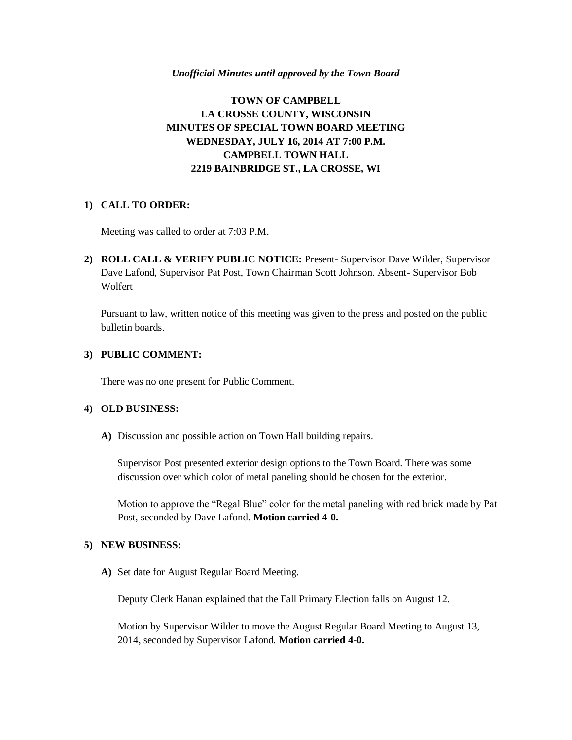*Unofficial Minutes until approved by the Town Board*

# TOWN OF CAMPBELL
# LA CROSSE COUNTY, WISCONSIN
# MINUTES OF SPECIAL TOWN BOARD MEETING
# WEDNESDAY, JULY 16, 2014 AT 7:00 P.M.
# CAMPBELL TOWN HALL
# 2219 BAINBRIDGE ST., LA CROSSE, WI

**1) CALL TO ORDER:**

Meeting was called to order at 7:03 P.M.

**2) ROLL CALL & VERIFY PUBLIC NOTICE:** Present- Supervisor Dave Wilder, Supervisor Dave Lafond, Supervisor Pat Post, Town Chairman Scott Johnson. Absent- Supervisor Bob Wolfert

Pursuant to law, written notice of this meeting was given to the press and posted on the public bulletin boards.

**3) PUBLIC COMMENT:**

There was no one present for Public Comment.

**4) OLD BUSINESS:**

**A)** Discussion and possible action on Town Hall building repairs.

Supervisor Post presented exterior design options to the Town Board. There was some discussion over which color of metal paneling should be chosen for the exterior.

Motion to approve the "Regal Blue" color for the metal paneling with red brick made by Pat Post, seconded by Dave Lafond. **Motion carried 4-0.**

**5) NEW BUSINESS:**

**A)** Set date for August Regular Board Meeting.

Deputy Clerk Hanan explained that the Fall Primary Election falls on August 12.

Motion by Supervisor Wilder to move the August Regular Board Meeting to August 13, 2014, seconded by Supervisor Lafond. **Motion carried 4-0.**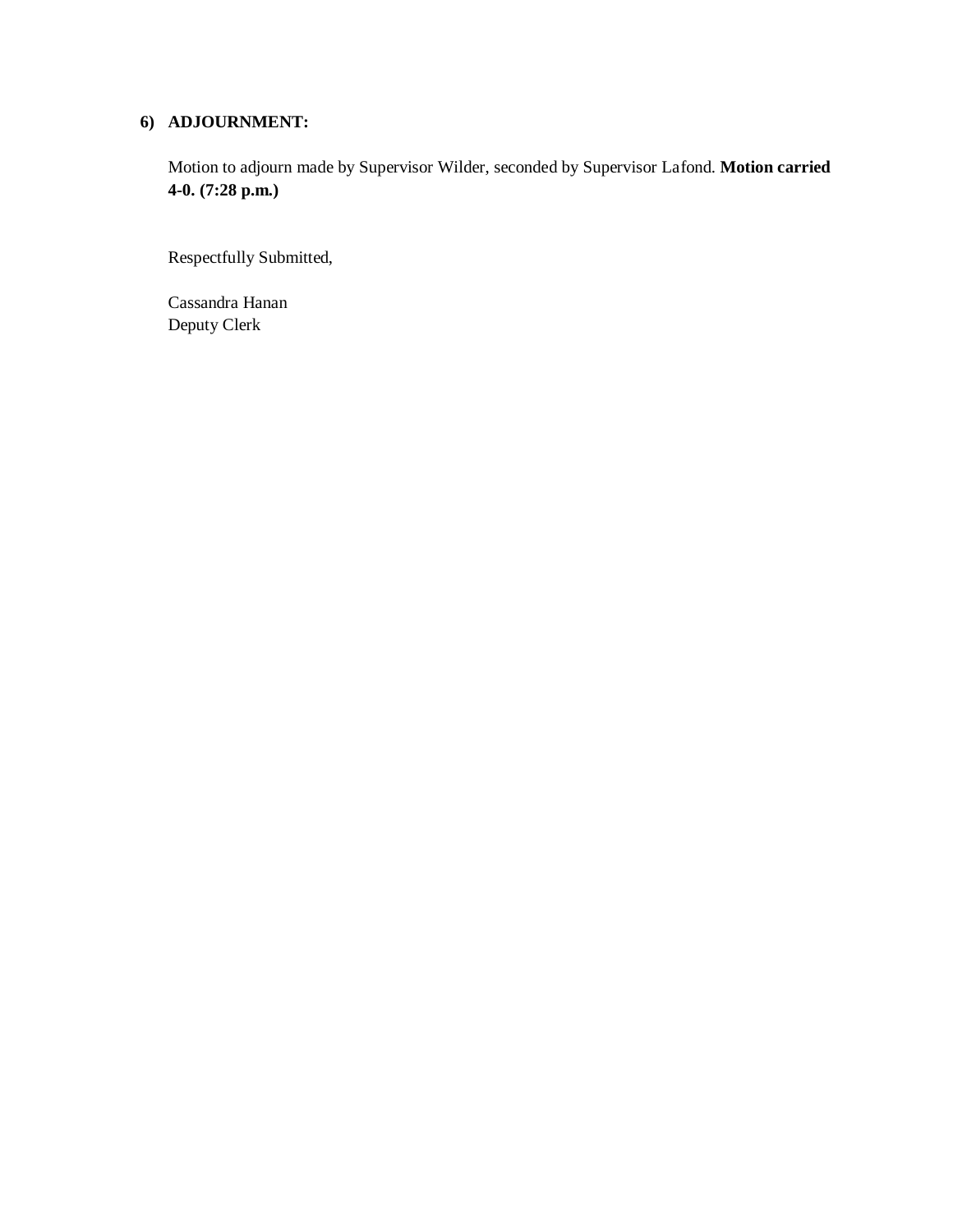**6) ADJOURNMENT:**

Motion to adjourn made by Supervisor Wilder, seconded by Supervisor Lafond. **Motion carried 4-0. (7:28 p.m.)**

Respectfully Submitted,

Cassandra Hanan
Deputy Clerk